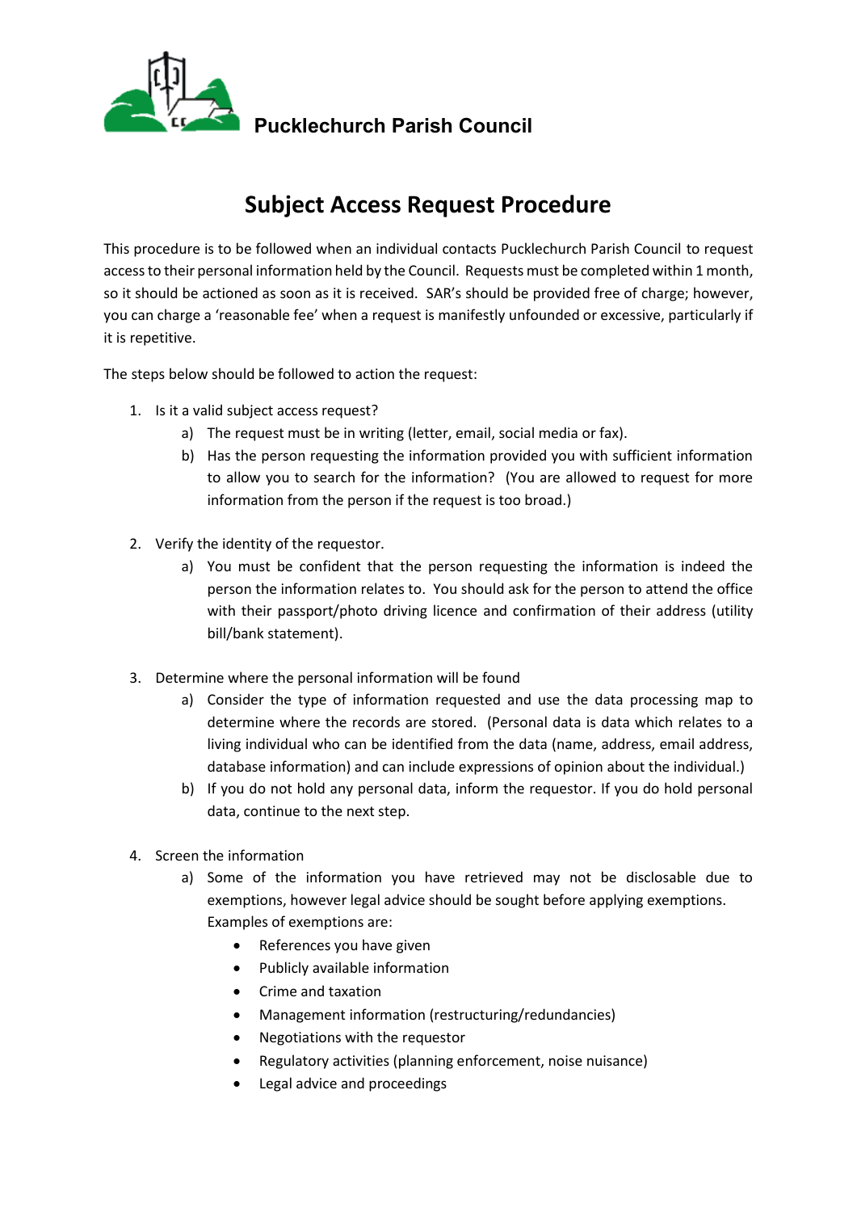**Pucklechurch Parish Council**

# Subject Access Request Procedure

This procedure is to be followed when an individual contacts Pucklechurch Parish Council to request access to their personal information held by the Council. Requests must be completed within 1 month, so it should be actioned as soon as it is received. SAR's should be provided free of charge; however, you can charge a 'reasonable fee' when a request is manifestly unfounded or excessive, particularly if it is repetitive.

The steps below should be followed to action the request:

1. Is it a valid subject access request?
   a) The request must be in writing (letter, email, social media or fax).
   b) Has the person requesting the information provided you with sufficient information to allow you to search for the information? (You are allowed to request for more information from the person if the request is too broad.)

2. Verify the identity of the requestor.
   a) You must be confident that the person requesting the information is indeed the person the information relates to. You should ask for the person to attend the office with their passport/photo driving licence and confirmation of their address (utility bill/bank statement).

3. Determine where the personal information will be found
   a) Consider the type of information requested and use the data processing map to determine where the records are stored. (Personal data is data which relates to a living individual who can be identified from the data (name, address, email address, database information) and can include expressions of opinion about the individual.)
   b) If you do not hold any personal data, inform the requestor. If you do hold personal data, continue to the next step.

4. Screen the information
   a) Some of the information you have retrieved may not be disclosable due to exemptions, however legal advice should be sought before applying exemptions. Examples of exemptions are:
      - References you have given
      - Publicly available information
      - Crime and taxation
      - Management information (restructuring/redundancies)
      - Negotiations with the requestor
      - Regulatory activities (planning enforcement, noise nuisance)
      - Legal advice and proceedings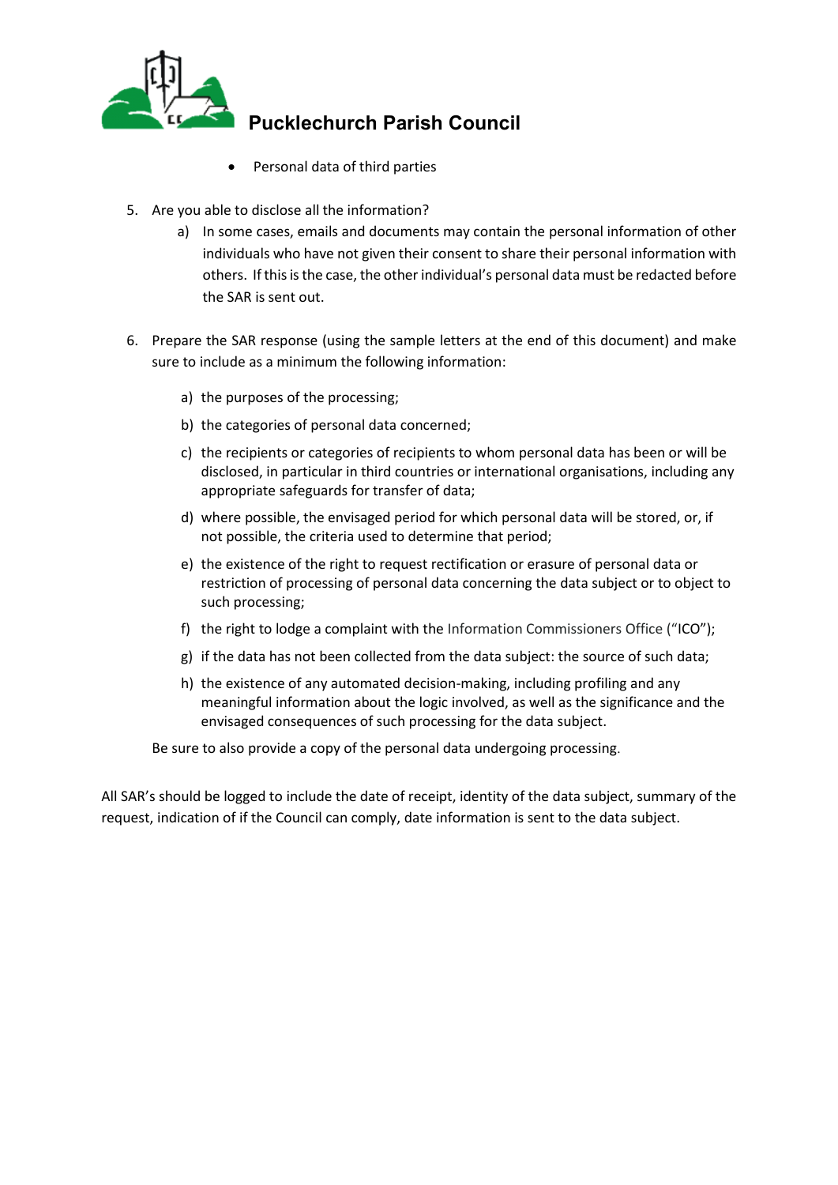- Personal data of third parties

5. Are you able to disclose all the information?
   a) In some cases, emails and documents may contain the personal information of other individuals who have not given their consent to share their personal information with others. If this is the case, the other individual's personal data must be redacted before the SAR is sent out.

6. Prepare the SAR response (using the sample letters at the end of this document) and make sure to include as a minimum the following information:

   a) the purposes of the processing;

   b) the categories of personal data concerned;

   c) the recipients or categories of recipients to whom personal data has been or will be disclosed, in particular in third countries or international organisations, including any appropriate safeguards for transfer of data;

   d) where possible, the envisaged period for which personal data will be stored, or, if not possible, the criteria used to determine that period;

   e) the existence of the right to request rectification or erasure of personal data or restriction of processing of personal data concerning the data subject or to object to such processing;

   f) the right to lodge a complaint with the Information Commissioners Office ("ICO");

   g) if the data has not been collected from the data subject: the source of such data;

   h) the existence of any automated decision-making, including profiling and any meaningful information about the logic involved, as well as the significance and the envisaged consequences of such processing for the data subject.

   Be sure to also provide a copy of the personal data undergoing processing.

All SAR's should be logged to include the date of receipt, identity of the data subject, summary of the request, indication of if the Council can comply, date information is sent to the data subject.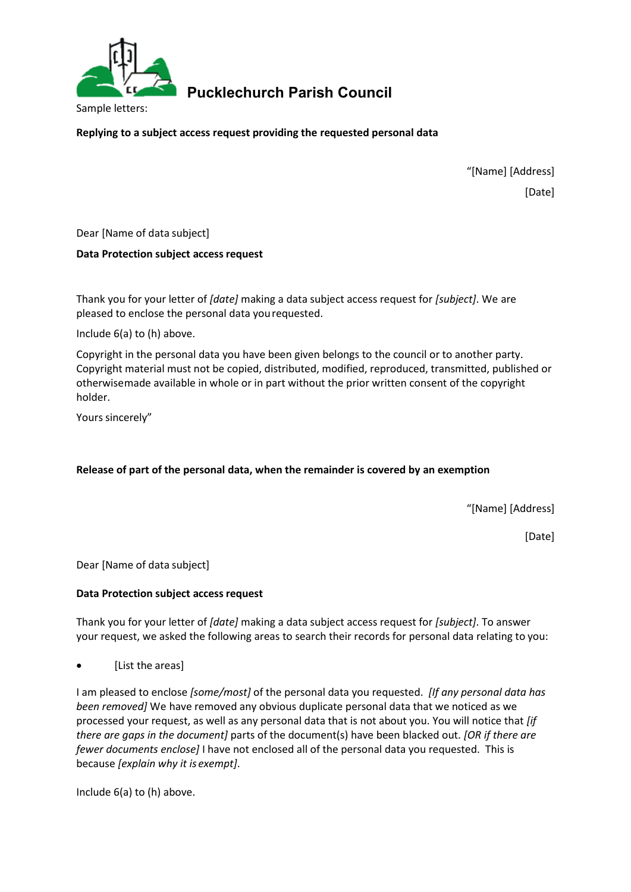**Pucklechurch Parish Council**

Sample letters:

**Replying to a subject access request providing the requested personal data**

"[Name] [Address]

[Date]

Dear [Name of data subject]

**Data Protection subject access request**

Thank you for your letter of *[date]* making a data subject access request for *[subject]*. We are pleased to enclose the personal data you requested.

Include 6(a) to (h) above.

Copyright in the personal data you have been given belongs to the council or to another party. Copyright material must not be copied, distributed, modified, reproduced, transmitted, published or otherwise made available in whole or in part without the prior written consent of the copyright holder.

Yours sincerely"

**Release of part of the personal data, when the remainder is covered by an exemption**

"[Name] [Address]

[Date]

Dear [Name of data subject]

**Data Protection subject access request**

Thank you for your letter of *[date]* making a data subject access request for *[subject]*. To answer your request, we asked the following areas to search their records for personal data relating to you:

- [List the areas]

I am pleased to enclose *[some/most]* of the personal data you requested. *[If any personal data has been removed]* We have removed any obvious duplicate personal data that we noticed as we processed your request, as well as any personal data that is not about you. You will notice that *[if there are gaps in the document]* parts of the document(s) have been blacked out. *[OR if there are fewer documents enclose]* I have not enclosed all of the personal data you requested. This is because *[explain why it is exempt]*.

Include 6(a) to (h) above.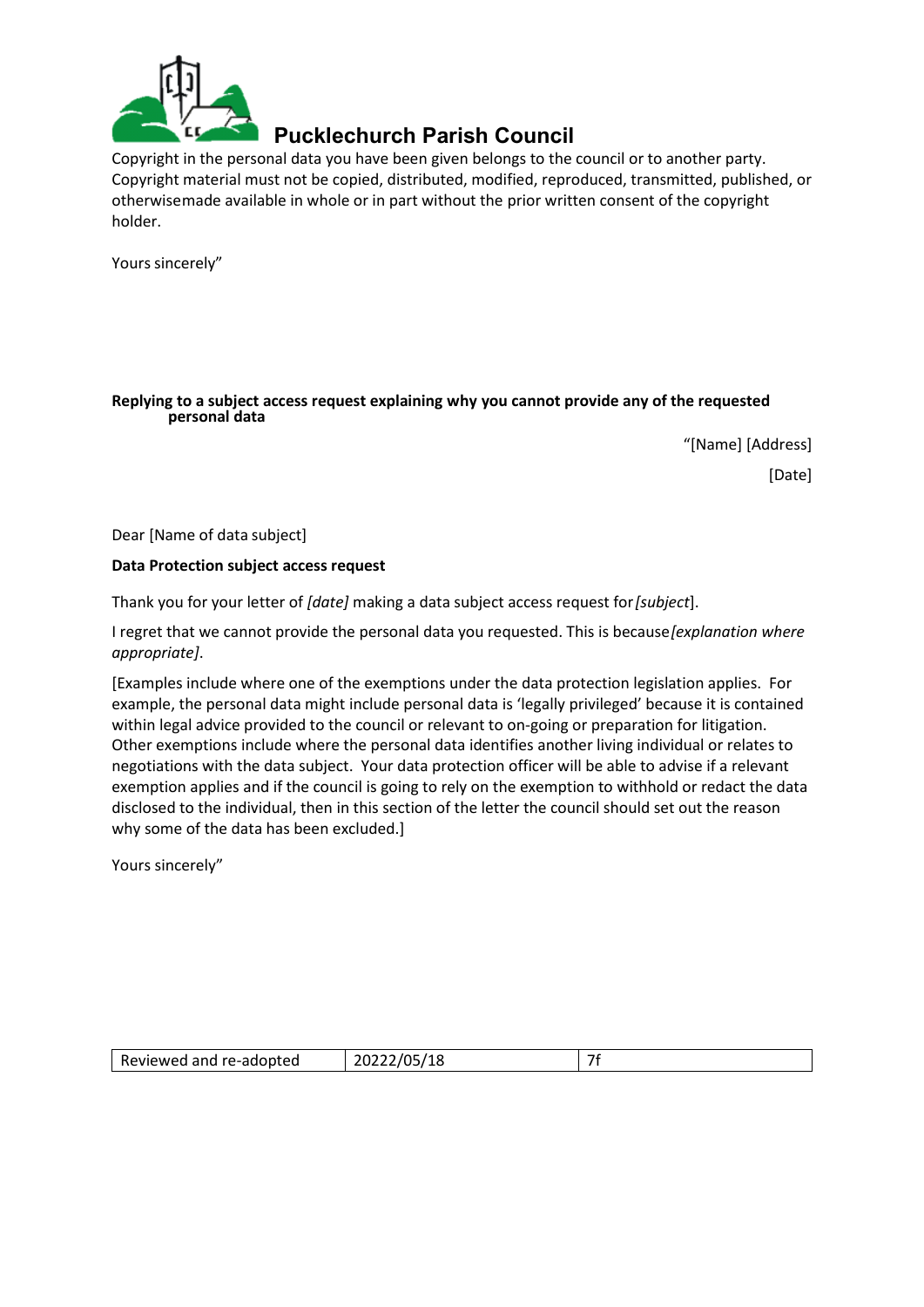# Pucklechurch Parish Council

Copyright in the personal data you have been given belongs to the council or to another party. Copyright material must not be copied, distributed, modified, reproduced, transmitted, published, or otherwisemade available in whole or in part without the prior written consent of the copyright holder.

Yours sincerely"

**Replying to a subject access request explaining why you cannot provide any of the requested personal data**

"[Name] [Address]

[Date]

Dear [Name of data subject]

**Data Protection subject access request**

Thank you for your letter of *[date]* making a data subject access request for *[subject]*.

I regret that we cannot provide the personal data you requested. This is because *[explanation where appropriate]*.

[Examples include where one of the exemptions under the data protection legislation applies. For example, the personal data might include personal data is 'legally privileged' because it is contained within legal advice provided to the council or relevant to on-going or preparation for litigation. Other exemptions include where the personal data identifies another living individual or relates to negotiations with the data subject. Your data protection officer will be able to advise if a relevant exemption applies and if the council is going to rely on the exemption to withhold or redact the data disclosed to the individual, then in this section of the letter the council should set out the reason why some of the data has been excluded.]

Yours sincerely"

| | | |
|---|---|---|
| Reviewed and re-adopted | 20222/05/18 | 7f |